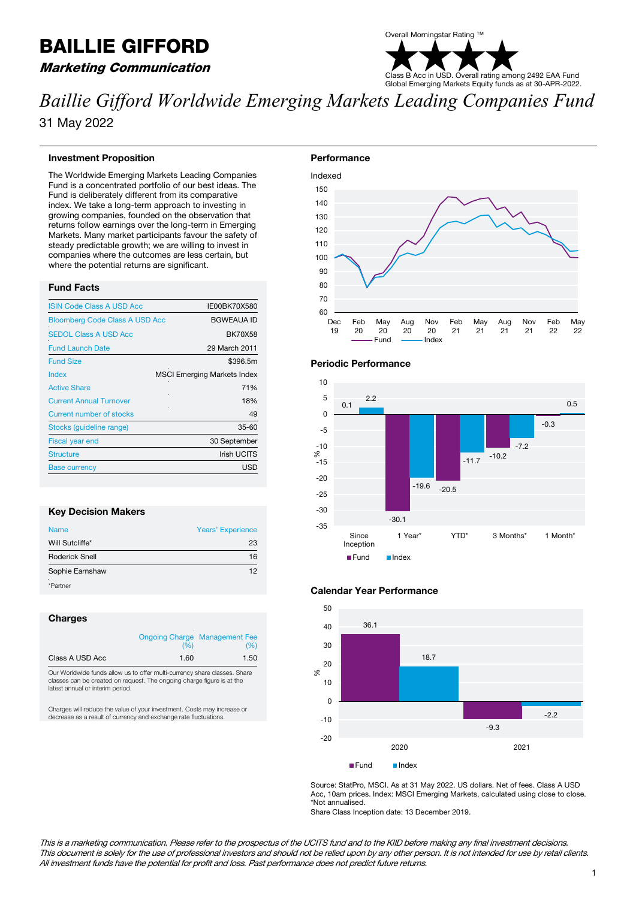# BAILLIE GIFFORD

***Marketing Communication***

Overall Morningstar Rating ™

Class B Acc in USD. Overall rating among 2492 EAA Fund Global Emerging Markets Equity funds as at 30-APR-2022.

# *Baillie Gifford Worldwide Emerging Markets Leading Companies Fund*

31 May 2022

## Investment Proposition

The Worldwide Emerging Markets Leading Companies Fund is a concentrated portfolio of our best ideas. The Fund is deliberately different from its comparative index. We take a long-term approach to investing in growing companies, founded on the observation that returns follow earnings over the long-term in Emerging Markets. Many market participants favour the safety of steady predictable growth; we are willing to invest in companies where the outcomes are less certain, but where the potential returns are significant.

## Fund Facts

| | |
|---|---|
| ISIN Code Class A USD Acc | IE00BK70X580 |
| Bloomberg Code Class A USD Acc | BGWEAUA ID |
| SEDOL Class A USD Acc | BK70X58 |
| Fund Launch Date | 29 March 2011 |
| Fund Size | $396.5m |
| Index | MSCI Emerging Markets Index |
| Active Share | 71% |
| Current Annual Turnover | 18% |
| Current number of stocks | 49 |
| Stocks (guideline range) | 35-60 |
| Fiscal year end | 30 September |
| Structure | Irish UCITS |
| Base currency | USD |

## Key Decision Makers

| Name | Years' Experience |
|---|---|
| Will Sutcliffe* | 23 |
| Roderick Snell | 16 |
| Sophie Earnshaw | 12 |

*Partner

## Charges

| | Ongoing Charge (%) | Management Fee (%) |
|---|---|---|
| Class A USD Acc | 1.60 | 1.50 |

Our Worldwide funds allow us to offer multi-currency share classes. Share classes can be created on request. The ongoing charge figure is at the latest annual or interim period.

Charges will reduce the value of your investment. Costs may increase or decrease as a result of currency and exchange rate fluctuations.

## Performance

Indexed

(Line chart: Fund and Index, Dec 19 to May 22, indexed to 100)

## Periodic Performance

| | Since Inception | 1 Year* | YTD* | 3 Months* | 1 Month* |
|---|---|---|---|---|---|
| Fund (%) | 0.1 | -30.1 | -20.5 | -10.2 | -0.3 |
| Index (%) | 2.2 | -19.6 | -11.7 | -7.2 | 0.5 |

## Calendar Year Performance

| | 2020 | 2021 |
|---|---|---|
| Fund (%) | 36.1 | -9.3 |
| Index (%) | 18.7 | -2.2 |

Source: StatPro, MSCI. As at 31 May 2022. US dollars. Net of fees. Class A USD Acc, 10am prices. Index: MSCI Emerging Markets, calculated using close to close.
*Not annualised.
Share Class Inception date: 13 December 2019.

*This is a marketing communication. Please refer to the prospectus of the UCITS fund and to the KIID before making any final investment decisions. This document is solely for the use of professional investors and should not be relied upon by any other person. It is not intended for use by retail clients. All investment funds have the potential for profit and loss. Past performance does not predict future returns.*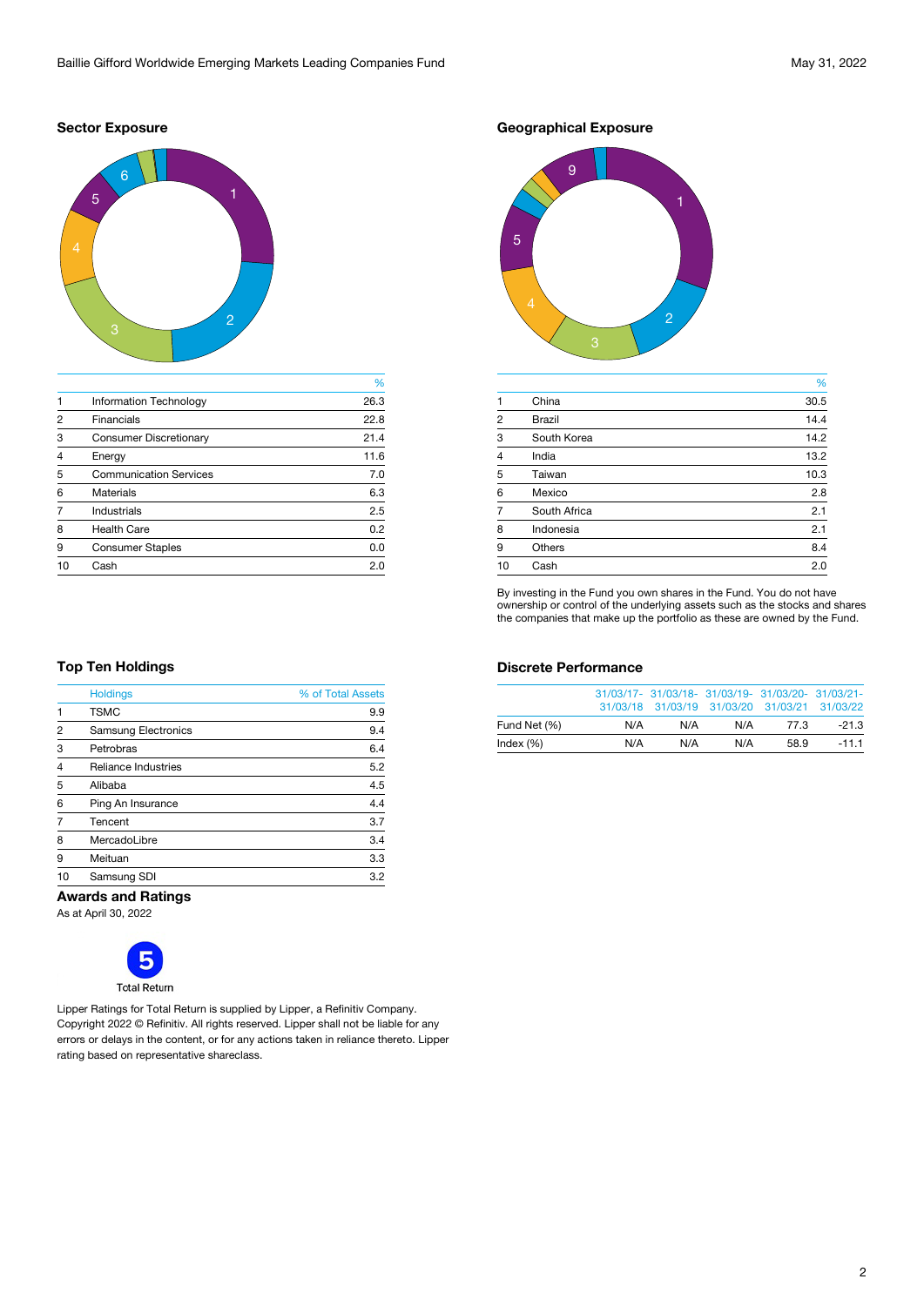## Sector Exposure

| | | % |
|---|---|---|
| 1 | Information Technology | 26.3 |
| 2 | Financials | 22.8 |
| 3 | Consumer Discretionary | 21.4 |
| 4 | Energy | 11.6 |
| 5 | Communication Services | 7.0 |
| 6 | Materials | 6.3 |
| 7 | Industrials | 2.5 |
| 8 | Health Care | 0.2 |
| 9 | Consumer Staples | 0.0 |
| 10 | Cash | 2.0 |

## Geographical Exposure

| | | % |
|---|---|---|
| 1 | China | 30.5 |
| 2 | Brazil | 14.4 |
| 3 | South Korea | 14.2 |
| 4 | India | 13.2 |
| 5 | Taiwan | 10.3 |
| 6 | Mexico | 2.8 |
| 7 | South Africa | 2.1 |
| 8 | Indonesia | 2.1 |
| 9 | Others | 8.4 |
| 10 | Cash | 2.0 |

By investing in the Fund you own shares in the Fund. You do not have ownership or control of the underlying assets such as the stocks and shares the companies that make up the portfolio as these are owned by the Fund.

## Top Ten Holdings

| | Holdings | % of Total Assets |
|---|---|---|
| 1 | TSMC | 9.9 |
| 2 | Samsung Electronics | 9.4 |
| 3 | Petrobras | 6.4 |
| 4 | Reliance Industries | 5.2 |
| 5 | Alibaba | 4.5 |
| 6 | Ping An Insurance | 4.4 |
| 7 | Tencent | 3.7 |
| 8 | MercadoLibre | 3.4 |
| 9 | Meituan | 3.3 |
| 10 | Samsung SDI | 3.2 |

## Discrete Performance

| | 31/03/17-31/03/18 | 31/03/18-31/03/19 | 31/03/19-31/03/20 | 31/03/20-31/03/21 | 31/03/21-31/03/22 |
|---|---|---|---|---|---|
| Fund Net (%) | N/A | N/A | N/A | 77.3 | -21.3 |
| Index (%) | N/A | N/A | N/A | 58.9 | -11.1 |

## Awards and Ratings

As at April 30, 2022

5

Total Return

Lipper Ratings for Total Return is supplied by Lipper, a Refinitiv Company. Copyright 2022 © Refinitiv. All rights reserved. Lipper shall not be liable for any errors or delays in the content, or for any actions taken in reliance thereto. Lipper rating based on representative shareclass.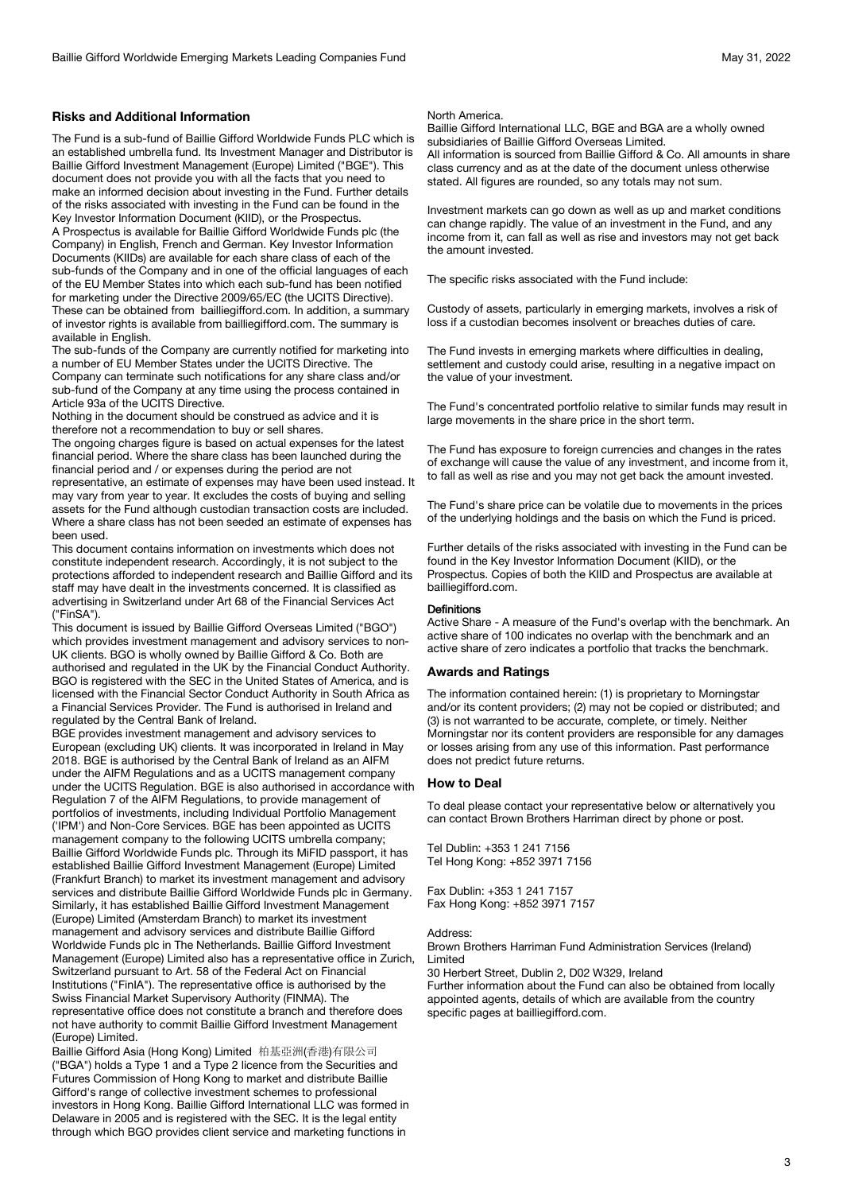## Risks and Additional Information

The Fund is a sub-fund of Baillie Gifford Worldwide Funds PLC which is an established umbrella fund. Its Investment Manager and Distributor is Baillie Gifford Investment Management (Europe) Limited ("BGE"). This document does not provide you with all the facts that you need to make an informed decision about investing in the Fund. Further details of the risks associated with investing in the Fund can be found in the Key Investor Information Document (KIID), or the Prospectus.

A Prospectus is available for Baillie Gifford Worldwide Funds plc (the Company) in English, French and German. Key Investor Information Documents (KIIDs) are available for each share class of each of the sub-funds of the Company and in one of the official languages of each of the EU Member States into which each sub-fund has been notified for marketing under the Directive 2009/65/EC (the UCITS Directive). These can be obtained from bailliegifford.com. In addition, a summary of investor rights is available from bailliegifford.com. The summary is available in English.

The sub-funds of the Company are currently notified for marketing into a number of EU Member States under the UCITS Directive. The Company can terminate such notifications for any share class and/or sub-fund of the Company at any time using the process contained in Article 93a of the UCITS Directive.

Nothing in the document should be construed as advice and it is therefore not a recommendation to buy or sell shares.

The ongoing charges figure is based on actual expenses for the latest financial period. Where the share class has been launched during the financial period and / or expenses during the period are not representative, an estimate of expenses may have been used instead. It may vary from year to year. It excludes the costs of buying and selling assets for the Fund although custodian transaction costs are included. Where a share class has not been seeded an estimate of expenses has been used.

This document contains information on investments which does not constitute independent research. Accordingly, it is not subject to the protections afforded to independent research and Baillie Gifford and its staff may have dealt in the investments concerned. It is classified as advertising in Switzerland under Art 68 of the Financial Services Act ("FinSA").

This document is issued by Baillie Gifford Overseas Limited ("BGO") which provides investment management and advisory services to non-UK clients. BGO is wholly owned by Baillie Gifford & Co. Both are authorised and regulated in the UK by the Financial Conduct Authority. BGO is registered with the SEC in the United States of America, and is licensed with the Financial Sector Conduct Authority in South Africa as a Financial Services Provider. The Fund is authorised in Ireland and regulated by the Central Bank of Ireland.

BGE provides investment management and advisory services to European (excluding UK) clients. It was incorporated in Ireland in May 2018. BGE is authorised by the Central Bank of Ireland as an AIFM under the AIFM Regulations and as a UCITS management company under the UCITS Regulation. BGE is also authorised in accordance with Regulation 7 of the AIFM Regulations, to provide management of portfolios of investments, including Individual Portfolio Management ('IPM') and Non-Core Services. BGE has been appointed as UCITS management company to the following UCITS umbrella company; Baillie Gifford Worldwide Funds plc. Through its MiFID passport, it has established Baillie Gifford Investment Management (Europe) Limited (Frankfurt Branch) to market its investment management and advisory services and distribute Baillie Gifford Worldwide Funds plc in Germany. Similarly, it has established Baillie Gifford Investment Management (Europe) Limited (Amsterdam Branch) to market its investment management and advisory services and distribute Baillie Gifford Worldwide Funds plc in The Netherlands. Baillie Gifford Investment Management (Europe) Limited also has a representative office in Zurich, Switzerland pursuant to Art. 58 of the Federal Act on Financial Institutions ("FinIA"). The representative office is authorised by the Swiss Financial Market Supervisory Authority (FINMA). The representative office does not constitute a branch and therefore does not have authority to commit Baillie Gifford Investment Management (Europe) Limited.

Baillie Gifford Asia (Hong Kong) Limited 柏基亞洲(香港)有限公司 ("BGA") holds a Type 1 and a Type 2 licence from the Securities and Futures Commission of Hong Kong to market and distribute Baillie Gifford's range of collective investment schemes to professional investors in Hong Kong. Baillie Gifford International LLC was formed in Delaware in 2005 and is registered with the SEC. It is the legal entity through which BGO provides client service and marketing functions in North America.

Baillie Gifford International LLC, BGE and BGA are a wholly owned subsidiaries of Baillie Gifford Overseas Limited.

All information is sourced from Baillie Gifford & Co. All amounts in share class currency and as at the date of the document unless otherwise stated. All figures are rounded, so any totals may not sum.

Investment markets can go down as well as up and market conditions can change rapidly. The value of an investment in the Fund, and any income from it, can fall as well as rise and investors may not get back the amount invested.

The specific risks associated with the Fund include:

Custody of assets, particularly in emerging markets, involves a risk of loss if a custodian becomes insolvent or breaches duties of care.

The Fund invests in emerging markets where difficulties in dealing, settlement and custody could arise, resulting in a negative impact on the value of your investment.

The Fund's concentrated portfolio relative to similar funds may result in large movements in the share price in the short term.

The Fund has exposure to foreign currencies and changes in the rates of exchange will cause the value of any investment, and income from it, to fall as well as rise and you may not get back the amount invested.

The Fund's share price can be volatile due to movements in the prices of the underlying holdings and the basis on which the Fund is priced.

Further details of the risks associated with investing in the Fund can be found in the Key Investor Information Document (KIID), or the Prospectus. Copies of both the KIID and Prospectus are available at bailliegifford.com.

#### Definitions

Active Share - A measure of the Fund's overlap with the benchmark. An active share of 100 indicates no overlap with the benchmark and an active share of zero indicates a portfolio that tracks the benchmark.

## Awards and Ratings

The information contained herein: (1) is proprietary to Morningstar and/or its content providers; (2) may not be copied or distributed; and (3) is not warranted to be accurate, complete, or timely. Neither Morningstar nor its content providers are responsible for any damages or losses arising from any use of this information. Past performance does not predict future returns.

## How to Deal

To deal please contact your representative below or alternatively you can contact Brown Brothers Harriman direct by phone or post.

Tel Dublin: +353 1 241 7156
Tel Hong Kong: +852 3971 7156

Fax Dublin: +353 1 241 7157
Fax Hong Kong: +852 3971 7157

Address:
Brown Brothers Harriman Fund Administration Services (Ireland) Limited
30 Herbert Street, Dublin 2, D02 W329, Ireland

Further information about the Fund can also be obtained from locally appointed agents, details of which are available from the country specific pages at bailliegifford.com.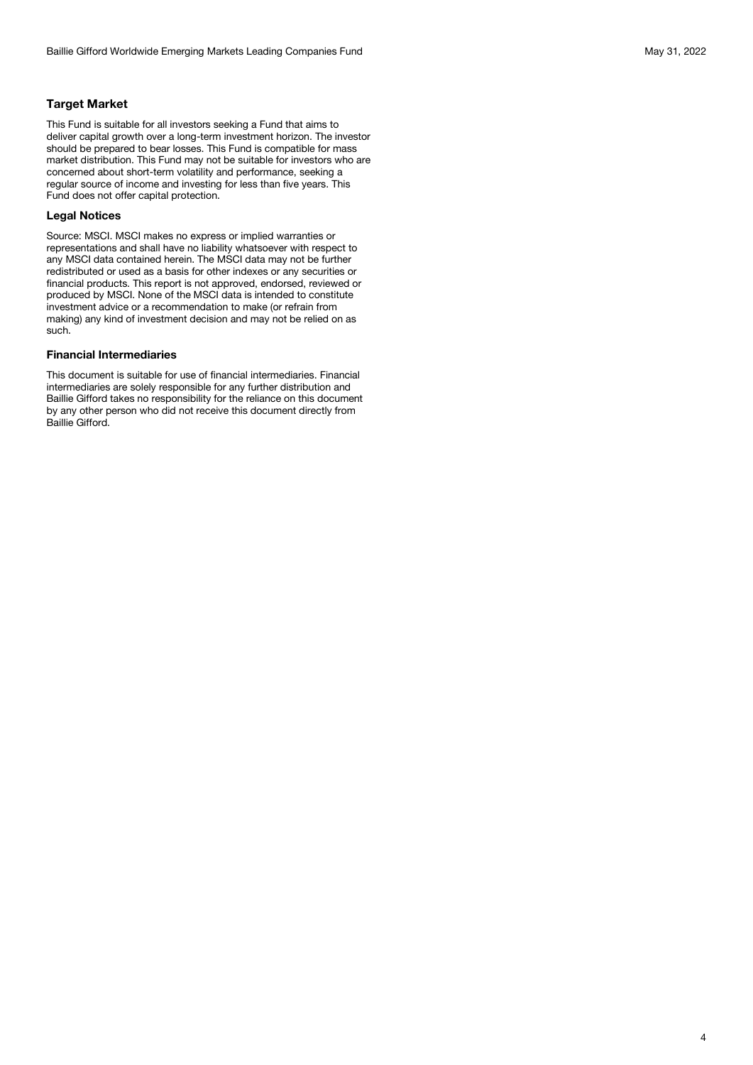## Target Market

This Fund is suitable for all investors seeking a Fund that aims to deliver capital growth over a long-term investment horizon. The investor should be prepared to bear losses. This Fund is compatible for mass market distribution. This Fund may not be suitable for investors who are concerned about short-term volatility and performance, seeking a regular source of income and investing for less than five years. This Fund does not offer capital protection.

### Legal Notices

Source: MSCI. MSCI makes no express or implied warranties or representations and shall have no liability whatsoever with respect to any MSCI data contained herein. The MSCI data may not be further redistributed or used as a basis for other indexes or any securities or financial products. This report is not approved, endorsed, reviewed or produced by MSCI. None of the MSCI data is intended to constitute investment advice or a recommendation to make (or refrain from making) any kind of investment decision and may not be relied on as such.

### Financial Intermediaries

This document is suitable for use of financial intermediaries. Financial intermediaries are solely responsible for any further distribution and Baillie Gifford takes no responsibility for the reliance on this document by any other person who did not receive this document directly from Baillie Gifford.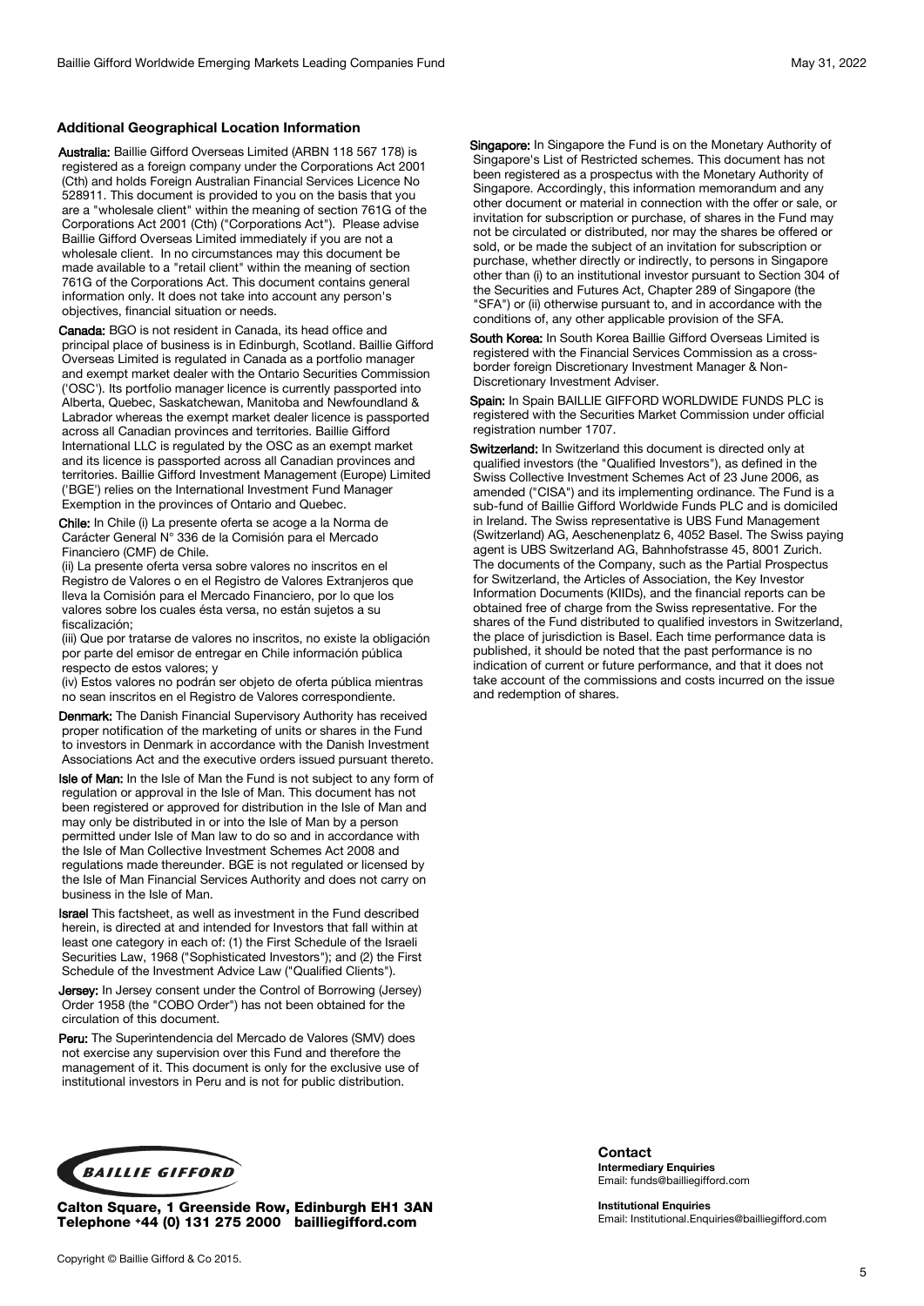## Additional Geographical Location Information

**Australia:** Baillie Gifford Overseas Limited (ARBN 118 567 178) is registered as a foreign company under the Corporations Act 2001 (Cth) and holds Foreign Australian Financial Services Licence No 528911. This document is provided to you on the basis that you are a "wholesale client" within the meaning of section 761G of the Corporations Act 2001 (Cth) ("Corporations Act"). Please advise Baillie Gifford Overseas Limited immediately if you are not a wholesale client. In no circumstances may this document be made available to a "retail client" within the meaning of section 761G of the Corporations Act. This document contains general information only. It does not take into account any person's objectives, financial situation or needs.

**Canada:** BGO is not resident in Canada, its head office and principal place of business is in Edinburgh, Scotland. Baillie Gifford Overseas Limited is regulated in Canada as a portfolio manager and exempt market dealer with the Ontario Securities Commission ('OSC'). Its portfolio manager licence is currently passported into Alberta, Quebec, Saskatchewan, Manitoba and Newfoundland & Labrador whereas the exempt market dealer licence is passported across all Canadian provinces and territories. Baillie Gifford International LLC is regulated by the OSC as an exempt market and its licence is passported across all Canadian provinces and territories. Baillie Gifford Investment Management (Europe) Limited ('BGE') relies on the International Investment Fund Manager Exemption in the provinces of Ontario and Quebec.

**Chile:** In Chile (i) La presente oferta se acoge a la Norma de Carácter General N° 336 de la Comisión para el Mercado Financiero (CMF) de Chile.
(ii) La presente oferta versa sobre valores no inscritos en el Registro de Valores o en el Registro de Valores Extranjeros que lleva la Comisión para el Mercado Financiero, por lo que los valores sobre los cuales ésta versa, no están sujetos a su fiscalización;
(iii) Que por tratarse de valores no inscritos, no existe la obligación por parte del emisor de entregar en Chile información pública respecto de estos valores; y
(iv) Estos valores no podrán ser objeto de oferta pública mientras no sean inscritos en el Registro de Valores correspondiente.

**Denmark:** The Danish Financial Supervisory Authority has received proper notification of the marketing of units or shares in the Fund to investors in Denmark in accordance with the Danish Investment Associations Act and the executive orders issued pursuant thereto.

**Isle of Man:** In the Isle of Man the Fund is not subject to any form of regulation or approval in the Isle of Man. This document has not been registered or approved for distribution in the Isle of Man and may only be distributed in or into the Isle of Man by a person permitted under Isle of Man law to do so and in accordance with the Isle of Man Collective Investment Schemes Act 2008 and regulations made thereunder. BGE is not regulated or licensed by the Isle of Man Financial Services Authority and does not carry on business in the Isle of Man.

**Israel** This factsheet, as well as investment in the Fund described herein, is directed at and intended for Investors that fall within at least one category in each of: (1) the First Schedule of the Israeli Securities Law, 1968 ("Sophisticated Investors"); and (2) the First Schedule of the Investment Advice Law ("Qualified Clients").

**Jersey:** In Jersey consent under the Control of Borrowing (Jersey) Order 1958 (the "COBO Order") has not been obtained for the circulation of this document.

**Peru:** The Superintendencia del Mercado de Valores (SMV) does not exercise any supervision over this Fund and therefore the management of it. This document is only for the exclusive use of institutional investors in Peru and is not for public distribution.

**Singapore:** In Singapore the Fund is on the Monetary Authority of Singapore's List of Restricted schemes. This document has not been registered as a prospectus with the Monetary Authority of Singapore. Accordingly, this information memorandum and any other document or material in connection with the offer or sale, or invitation for subscription or purchase, of shares in the Fund may not be circulated or distributed, nor may the shares be offered or sold, or be made the subject of an invitation for subscription or purchase, whether directly or indirectly, to persons in Singapore other than (i) to an institutional investor pursuant to Section 304 of the Securities and Futures Act, Chapter 289 of Singapore (the "SFA") or (ii) otherwise pursuant to, and in accordance with the conditions of, any other applicable provision of the SFA.

**South Korea:** In South Korea Baillie Gifford Overseas Limited is registered with the Financial Services Commission as a cross-border foreign Discretionary Investment Manager & Non-Discretionary Investment Adviser.

**Spain:** In Spain BAILLIE GIFFORD WORLDWIDE FUNDS PLC is registered with the Securities Market Commission under official registration number 1707.

**Switzerland:** In Switzerland this document is directed only at qualified investors (the "Qualified Investors"), as defined in the Swiss Collective Investment Schemes Act of 23 June 2006, as amended ("CISA") and its implementing ordinance. The Fund is a sub-fund of Baillie Gifford Worldwide Funds PLC and is domiciled in Ireland. The Swiss representative is UBS Fund Management (Switzerland) AG, Aeschenenplatz 6, 4052 Basel. The Swiss paying agent is UBS Switzerland AG, Bahnhofstrasse 45, 8001 Zurich. The documents of the Company, such as the Partial Prospectus for Switzerland, the Articles of Association, the Key Investor Information Documents (KIIDs), and the financial reports can be obtained free of charge from the Swiss representative. For the shares of the Fund distributed to qualified investors in Switzerland, the place of jurisdiction is Basel. Each time performance data is published, it should be noted that the past performance is no indication of current or future performance, and that it does not take account of the commissions and costs incurred on the issue and redemption of shares.

BAILLIE GIFFORD

**Calton Square, 1 Greenside Row, Edinburgh EH1 3AN**
**Telephone +44 (0) 131 275 2000 bailliegifford.com**

**Contact**

**Intermediary Enquiries**
Email: funds@bailliegifford.com

**Institutional Enquiries**
Email: Institutional.Enquiries@bailliegifford.com

Copyright © Baillie Gifford & Co 2015.